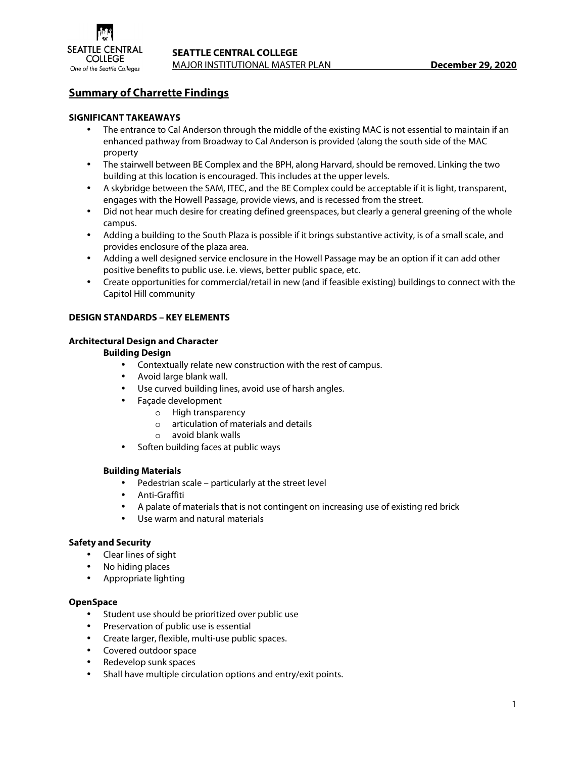**SEATTLE CENTRAL COLLEGE**
MAJOR INSTITUTIONAL MASTER PLAN **December 29, 2020**

## Summary of Charrette Findings

### SIGNIFICANT TAKEAWAYS

- The entrance to Cal Anderson through the middle of the existing MAC is not essential to maintain if an enhanced pathway from Broadway to Cal Anderson is provided (along the south side of the MAC property
- The stairwell between BE Complex and the BPH, along Harvard, should be removed. Linking the two building at this location is encouraged. This includes at the upper levels.
- A skybridge between the SAM, ITEC, and the BE Complex could be acceptable if it is light, transparent, engages with the Howell Passage, provide views, and is recessed from the street.
- Did not hear much desire for creating defined greenspaces, but clearly a general greening of the whole campus.
- Adding a building to the South Plaza is possible if it brings substantive activity, is of a small scale, and provides enclosure of the plaza area.
- Adding a well designed service enclosure in the Howell Passage may be an option if it can add other positive benefits to public use. i.e. views, better public space, etc.
- Create opportunities for commercial/retail in new (and if feasible existing) buildings to connect with the Capitol Hill community

### DESIGN STANDARDS – KEY ELEMENTS

#### Architectural Design and Character

**Building Design**

- Contextually relate new construction with the rest of campus.
- Avoid large blank wall.
- Use curved building lines, avoid use of harsh angles.
- Façade development
  - High transparency
  - articulation of materials and details
  - avoid blank walls
- Soften building faces at public ways

**Building Materials**

- Pedestrian scale – particularly at the street level
- Anti-Graffiti
- A palate of materials that is not contingent on increasing use of existing red brick
- Use warm and natural materials

#### Safety and Security

- Clear lines of sight
- No hiding places
- Appropriate lighting

#### OpenSpace

- Student use should be prioritized over public use
- Preservation of public use is essential
- Create larger, flexible, multi-use public spaces.
- Covered outdoor space
- Redevelop sunk spaces
- Shall have multiple circulation options and entry/exit points.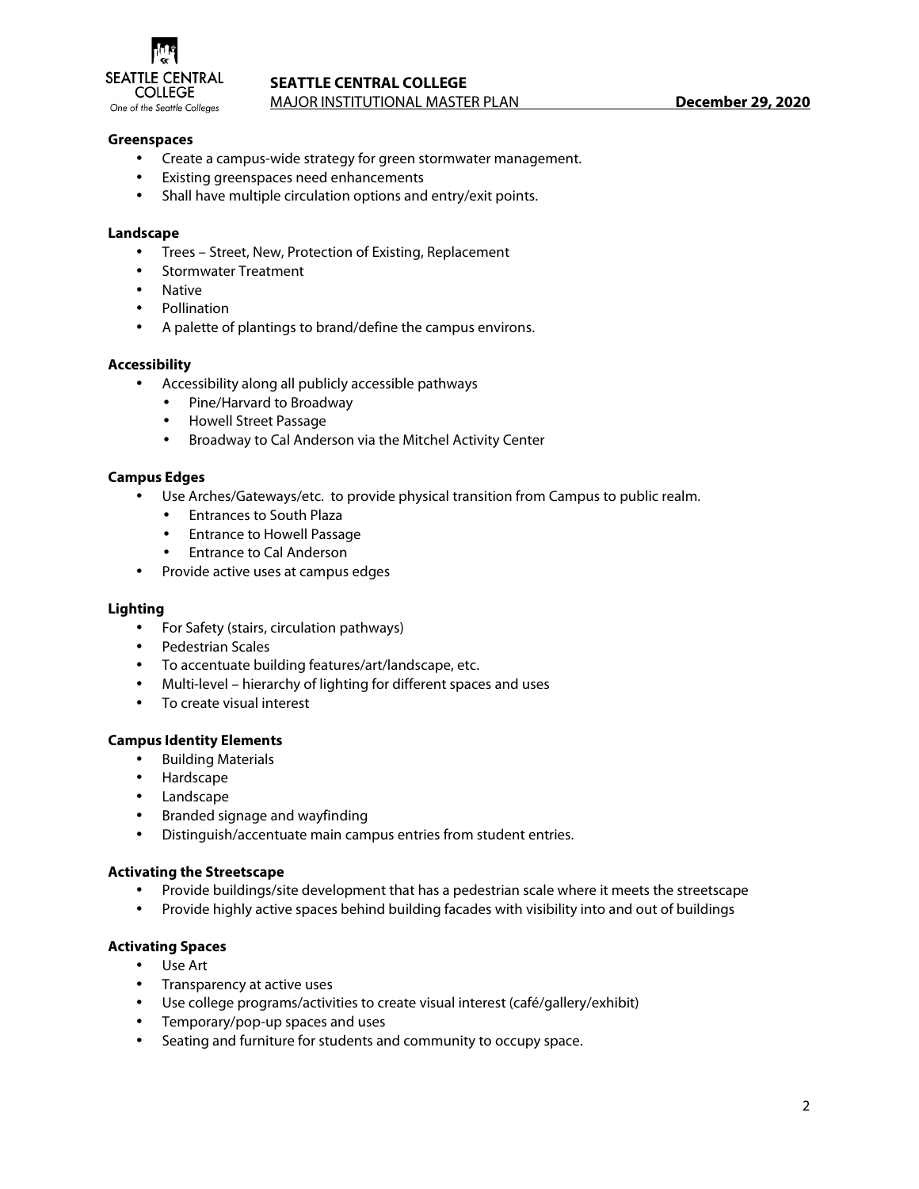**Greenspaces**

- Create a campus-wide strategy for green stormwater management.
- Existing greenspaces need enhancements
- Shall have multiple circulation options and entry/exit points.

**Landscape**

- Trees – Street, New, Protection of Existing, Replacement
- Stormwater Treatment
- Native
- Pollination
- A palette of plantings to brand/define the campus environs.

**Accessibility**

- Accessibility along all publicly accessible pathways
  - Pine/Harvard to Broadway
  - Howell Street Passage
  - Broadway to Cal Anderson via the Mitchel Activity Center

**Campus Edges**

- Use Arches/Gateways/etc. to provide physical transition from Campus to public realm.
  - Entrances to South Plaza
  - Entrance to Howell Passage
  - Entrance to Cal Anderson
- Provide active uses at campus edges

**Lighting**

- For Safety (stairs, circulation pathways)
- Pedestrian Scales
- To accentuate building features/art/landscape, etc.
- Multi-level – hierarchy of lighting for different spaces and uses
- To create visual interest

**Campus Identity Elements**

- Building Materials
- Hardscape
- Landscape
- Branded signage and wayfinding
- Distinguish/accentuate main campus entries from student entries.

**Activating the Streetscape**

- Provide buildings/site development that has a pedestrian scale where it meets the streetscape
- Provide highly active spaces behind building facades with visibility into and out of buildings

**Activating Spaces**

- Use Art
- Transparency at active uses
- Use college programs/activities to create visual interest (café/gallery/exhibit)
- Temporary/pop-up spaces and uses
- Seating and furniture for students and community to occupy space.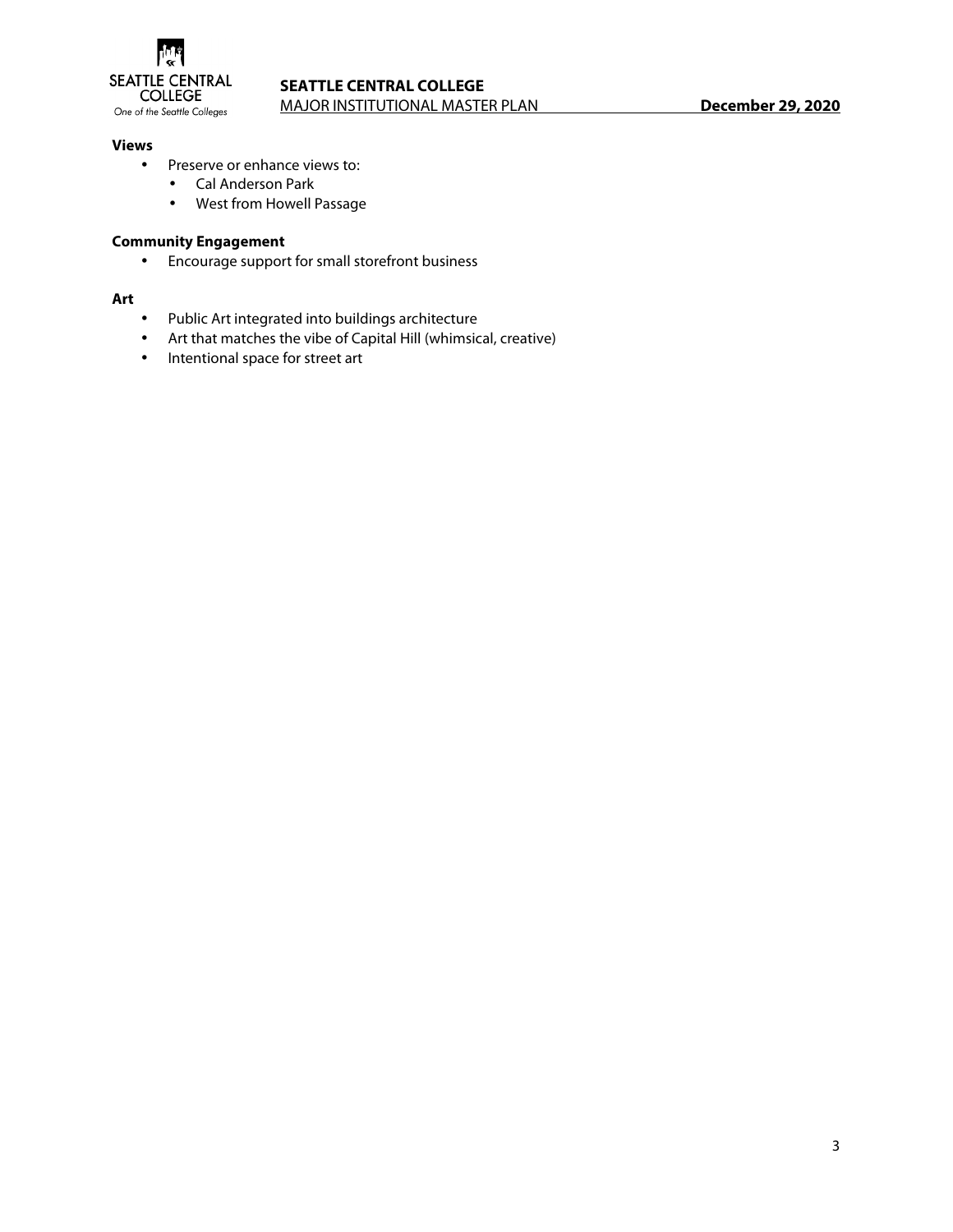**Views**

- Preserve or enhance views to:
    - Cal Anderson Park
    - West from Howell Passage

**Community Engagement**

- Encourage support for small storefront business

**Art**

- Public Art integrated into buildings architecture
- Art that matches the vibe of Capital Hill (whimsical, creative)
- Intentional space for street art